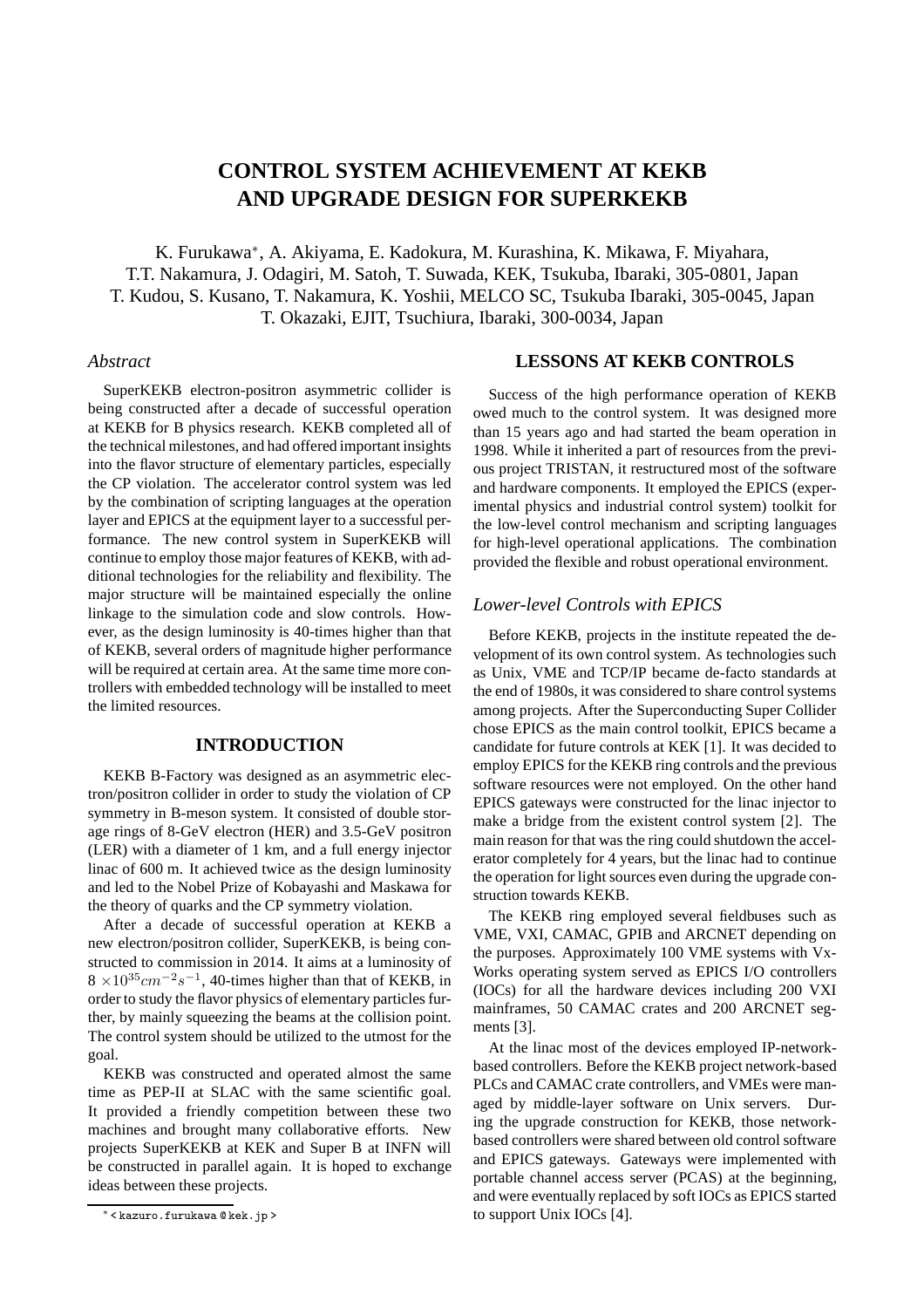# CONTROL SYSTEM ACHIEVEMENT AT KEKB AND UPGRADE DESIGN FOR SUPERKEKB

K. Furukawa[*], A. Akiyama, E. Kadokura, M. Kurashina, K. Mikawa, F. Miyahara, T.T. Nakamura, J. Odagiri, M. Satoh, T. Suwada, KEK, Tsukuba, Ibaraki, 305-0801, Japan
T. Kudou, S. Kusano, T. Nakamura, K. Yoshii, MELCO SC, Tsukuba Ibaraki, 305-0045, Japan
T. Okazaki, EJIT, Tsuchiura, Ibaraki, 300-0034, Japan

*Abstract*

SuperKEKB electron-positron asymmetric collider is being constructed after a decade of successful operation at KEKB for B physics research. KEKB completed all of the technical milestones, and had offered important insights into the flavor structure of elementary particles, especially the CP violation. The accelerator control system was led by the combination of scripting languages at the operation layer and EPICS at the equipment layer to a successful performance. The new control system in SuperKEKB will continue to employ those major features of KEKB, with additional technologies for the reliability and flexibility. The major structure will be maintained especially the online linkage to the simulation code and slow controls. However, as the design luminosity is 40-times higher than that of KEKB, several orders of magnitude higher performance will be required at certain area. At the same time more controllers with embedded technology will be installed to meet the limited resources.

## INTRODUCTION

KEKB B-Factory was designed as an asymmetric electron/positron collider in order to study the violation of CP symmetry in B-meson system. It consisted of double storage rings of 8-GeV electron (HER) and 3.5-GeV positron (LER) with a diameter of 1 km, and a full energy injector linac of 600 m. It achieved twice as the design luminosity and led to the Nobel Prize of Kobayashi and Maskawa for the theory of quarks and the CP symmetry violation.

After a decade of successful operation at KEKB a new electron/positron collider, SuperKEKB, is being constructed to commission in 2014. It aims at a luminosity of $8 \times 10^{35} cm^{-2}s^{-1}$, 40-times higher than that of KEKB, in order to study the flavor physics of elementary particles further, by mainly squeezing the beams at the collision point. The control system should be utilized to the utmost for the goal.

KEKB was constructed and operated almost the same time as PEP-II at SLAC with the same scientific goal. It provided a friendly competition between these two machines and brought many collaborative efforts. New projects SuperKEKB at KEK and Super B at INFN will be constructed in parallel again. It is hoped to exchange ideas between these projects.

## LESSONS AT KEKB CONTROLS

Success of the high performance operation of KEKB owed much to the control system. It was designed more than 15 years ago and had started the beam operation in 1998. While it inherited a part of resources from the previous project TRISTAN, it restructured most of the software and hardware components. It employed the EPICS (experimental physics and industrial control system) toolkit for the low-level control mechanism and scripting languages for high-level operational applications. The combination provided the flexible and robust operational environment.

### *Lower-level Controls with EPICS*

Before KEKB, projects in the institute repeated the development of its own control system. As technologies such as Unix, VME and TCP/IP became de-facto standards at the end of 1980s, it was considered to share control systems among projects. After the Superconducting Super Collider chose EPICS as the main control toolkit, EPICS became a candidate for future controls at KEK [1]. It was decided to employ EPICS for the KEKB ring controls and the previous software resources were not employed. On the other hand EPICS gateways were constructed for the linac injector to make a bridge from the existent control system [2]. The main reason for that was the ring could shutdown the accelerator completely for 4 years, but the linac had to continue the operation for light sources even during the upgrade construction towards KEKB.

The KEKB ring employed several fieldbuses such as VME, VXI, CAMAC, GPIB and ARCNET depending on the purposes. Approximately 100 VME systems with VxWorks operating system served as EPICS I/O controllers (IOCs) for all the hardware devices including 200 VXI mainframes, 50 CAMAC crates and 200 ARCNET segments [3].

At the linac most of the devices employed IP-network-based controllers. Before the KEKB project network-based PLCs and CAMAC crate controllers, and VMEs were managed by middle-layer software on Unix servers. During the upgrade construction for KEKB, those network-based controllers were shared between old control software and EPICS gateways. Gateways were implemented with portable channel access server (PCAS) at the beginning, and were eventually replaced by soft IOCs as EPICS started to support Unix IOCs [4].

[*] < kazuro.furukawa @ kek.jp >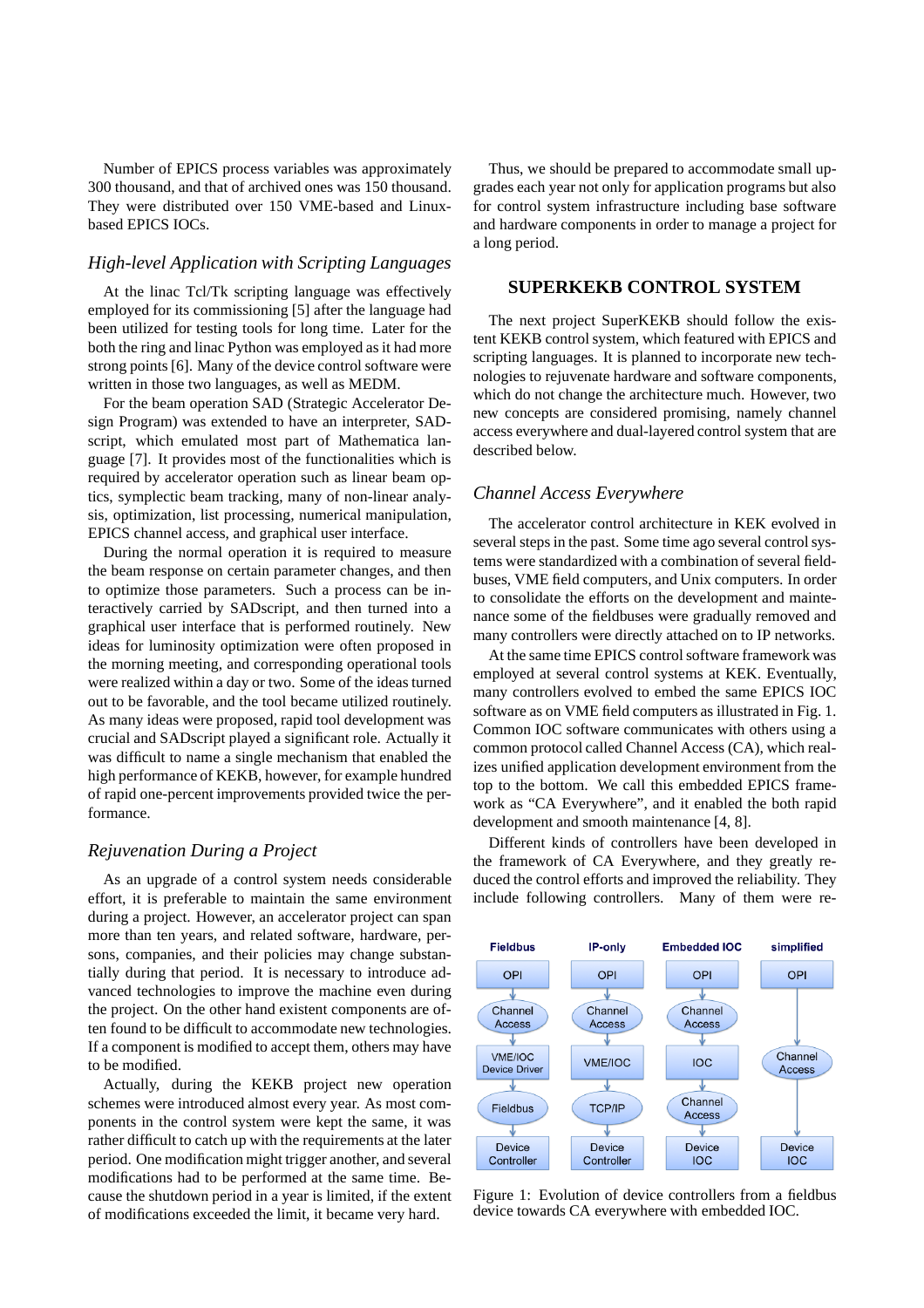Number of EPICS process variables was approximately 300 thousand, and that of archived ones was 150 thousand. They were distributed over 150 VME-based and Linux-based EPICS IOCs.

### *High-level Application with Scripting Languages*

At the linac Tcl/Tk scripting language was effectively employed for its commissioning [5] after the language had been utilized for testing tools for long time. Later for the both the ring and linac Python was employed as it had more strong points [6]. Many of the device control software were written in those two languages, as well as MEDM.

For the beam operation SAD (Strategic Accelerator Design Program) was extended to have an interpreter, SADscript, which emulated most part of Mathematica language [7]. It provides most of the functionalities which is required by accelerator operation such as linear beam optics, symplectic beam tracking, many of non-linear analysis, optimization, list processing, numerical manipulation, EPICS channel access, and graphical user interface.

During the normal operation it is required to measure the beam response on certain parameter changes, and then to optimize those parameters. Such a process can be interactively carried by SADscript, and then turned into a graphical user interface that is performed routinely. New ideas for luminosity optimization were often proposed in the morning meeting, and corresponding operational tools were realized within a day or two. Some of the ideas turned out to be favorable, and the tool became utilized routinely. As many ideas were proposed, rapid tool development was crucial and SADscript played a significant role. Actually it was difficult to name a single mechanism that enabled the high performance of KEKB, however, for example hundred of rapid one-percent improvements provided twice the performance.

### *Rejuvenation During a Project*

As an upgrade of a control system needs considerable effort, it is preferable to maintain the same environment during a project. However, an accelerator project can span more than ten years, and related software, hardware, persons, companies, and their policies may change substantially during that period. It is necessary to introduce advanced technologies to improve the machine even during the project. On the other hand existent components are often found to be difficult to accommodate new technologies. If a component is modified to accept them, others may have to be modified.

Actually, during the KEKB project new operation schemes were introduced almost every year. As most components in the control system were kept the same, it was rather difficult to catch up with the requirements at the later period. One modification might trigger another, and several modifications had to be performed at the same time. Because the shutdown period in a year is limited, if the extent of modifications exceeded the limit, it became very hard.

Thus, we should be prepared to accommodate small upgrades each year not only for application programs but also for control system infrastructure including base software and hardware components in order to manage a project for a long period.

## SUPERKEKB CONTROL SYSTEM

The next project SuperKEKB should follow the existent KEKB control system, which featured with EPICS and scripting languages. It is planned to incorporate new technologies to rejuvenate hardware and software components, which do not change the architecture much. However, two new concepts are considered promising, namely channel access everywhere and dual-layered control system that are described below.

### *Channel Access Everywhere*

The accelerator control architecture in KEK evolved in several steps in the past. Some time ago several control systems were standardized with a combination of several fieldbuses, VME field computers, and Unix computers. In order to consolidate the efforts on the development and maintenance some of the fieldbuses were gradually removed and many controllers were directly attached on to IP networks.

At the same time EPICS control software framework was employed at several control systems at KEK. Eventually, many controllers evolved to embed the same EPICS IOC software as on VME field computers as illustrated in Fig. 1. Common IOC software communicates with others using a common protocol called Channel Access (CA), which realizes unified application development environment from the top to the bottom. We call this embedded EPICS framework as "CA Everywhere", and it enabled the both rapid development and smooth maintenance [4, 8].

Different kinds of controllers have been developed in the framework of CA Everywhere, and they greatly reduced the control efforts and improved the reliability. They include following controllers. Many of them were re-

| Fieldbus | IP-only | Embedded IOC | simplified |
|---|---|---|---|
| OPI | OPI | OPI | OPI |
| Channel Access | Channel Access | Channel Access | |
| VME/IOC Device Driver | VME/IOC | IOC | Channel Access |
| Fieldbus | TCP/IP | Channel Access | |
| Device Controller | Device Controller | Device IOC | Device IOC |

Figure 1: Evolution of device controllers from a fieldbus device towards CA everywhere with embedded IOC.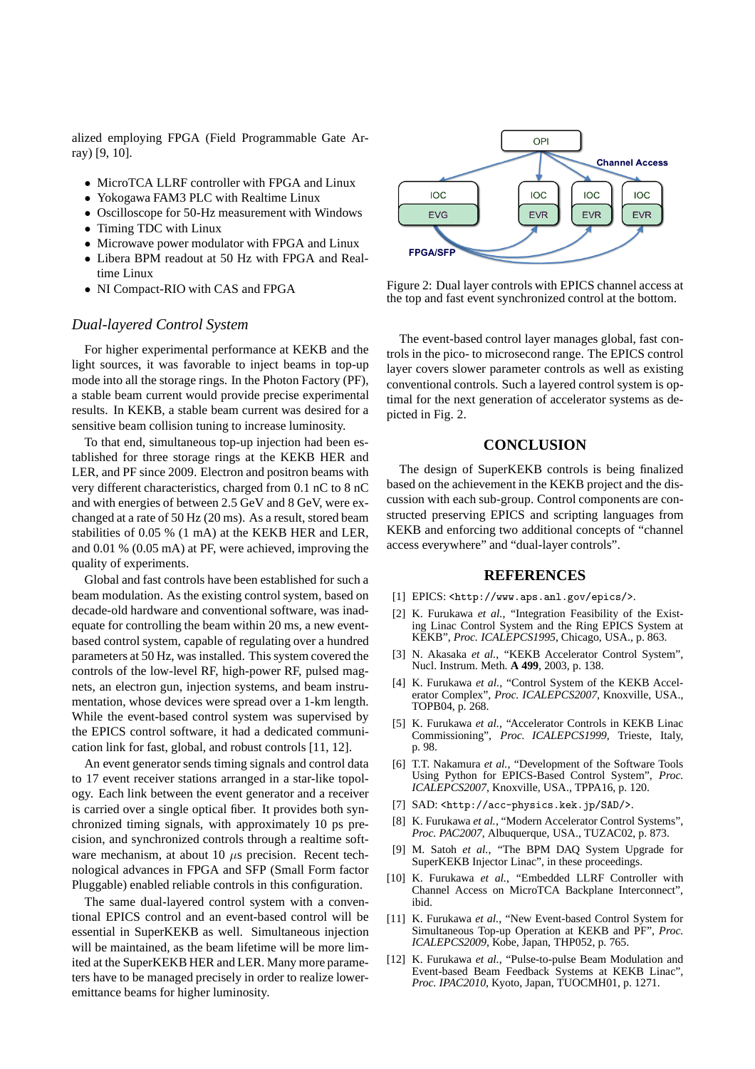alized employing FPGA (Field Programmable Gate Array) [9, 10].

- MicroTCA LLRF controller with FPGA and Linux
- Yokogawa FAM3 PLC with Realtime Linux
- Oscilloscope for 50-Hz measurement with Windows
- Timing TDC with Linux
- Microwave power modulator with FPGA and Linux
- Libera BPM readout at 50 Hz with FPGA and Realtime Linux
- NI Compact-RIO with CAS and FPGA

### *Dual-layered Control System*

For higher experimental performance at KEKB and the light sources, it was favorable to inject beams in top-up mode into all the storage rings. In the Photon Factory (PF), a stable beam current would provide precise experimental results. In KEKB, a stable beam current was desired for a sensitive beam collision tuning to increase luminosity.

To that end, simultaneous top-up injection had been established for three storage rings at the KEKB HER and LER, and PF since 2009. Electron and positron beams with very different characteristics, charged from 0.1 nC to 8 nC and with energies of between 2.5 GeV and 8 GeV, were exchanged at a rate of 50 Hz (20 ms). As a result, stored beam stabilities of 0.05 % (1 mA) at the KEKB HER and LER, and 0.01 % (0.05 mA) at PF, were achieved, improving the quality of experiments.

Global and fast controls have been established for such a beam modulation. As the existing control system, based on decade-old hardware and conventional software, was inadequate for controlling the beam within 20 ms, a new event-based control system, capable of regulating over a hundred parameters at 50 Hz, was installed. This system covered the controls of the low-level RF, high-power RF, pulsed magnets, an electron gun, injection systems, and beam instrumentation, whose devices were spread over a 1-km length. While the event-based control system was supervised by the EPICS control software, it had a dedicated communication link for fast, global, and robust controls [11, 12].

An event generator sends timing signals and control data to 17 event receiver stations arranged in a star-like topology. Each link between the event generator and a receiver is carried over a single optical fiber. It provides both synchronized timing signals, with approximately 10 ps precision, and synchronized controls through a realtime software mechanism, at about 10 $\mu$s precision. Recent technological advances in FPGA and SFP (Small Form factor Pluggable) enabled reliable controls in this configuration.

The same dual-layered control system with a conventional EPICS control and an event-based control will be essential in SuperKEKB as well. Simultaneous injection will be maintained, as the beam lifetime will be more limited at the SuperKEKB HER and LER. Many more parameters have to be managed precisely in order to realize lower-emittance beams for higher luminosity.

OPI
Channel Access
IOC
EVG
IOC
EVR
IOC
EVR
IOC
EVR
FPGA/SFP

Figure 2: Dual layer controls with EPICS channel access at the top and fast event synchronized control at the bottom.

The event-based control layer manages global, fast controls in the pico- to microsecond range. The EPICS control layer covers slower parameter controls as well as existing conventional controls. Such a layered control system is optimal for the next generation of accelerator systems as depicted in Fig. 2.

## CONCLUSION

The design of SuperKEKB controls is being finalized based on the achievement in the KEKB project and the discussion with each sub-group. Control components are constructed preserving EPICS and scripting languages from KEKB and enforcing two additional concepts of "channel access everywhere" and "dual-layer controls".

## REFERENCES

[1] EPICS: <http://www.aps.anl.gov/epics/>.

[2] K. Furukawa *et al.*, "Integration Feasibility of the Existing Linac Control System and the Ring EPICS System at KEKB", *Proc. ICALEPCS1995*, Chicago, USA., p. 863.

[3] N. Akasaka *et al.*, "KEKB Accelerator Control System", Nucl. Instrum. Meth. **A 499**, 2003, p. 138.

[4] K. Furukawa *et al.*, "Control System of the KEKB Accelerator Complex", *Proc. ICALEPCS2007*, Knoxville, USA., TOPB04, p. 268.

[5] K. Furukawa *et al.*, "Accelerator Controls in KEKB Linac Commissioning", *Proc. ICALEPCS1999*, Trieste, Italy, p. 98.

[6] T.T. Nakamura *et al.*, "Development of the Software Tools Using Python for EPICS-Based Control System", *Proc. ICALEPCS2007*, Knoxville, USA., TPPA16, p. 120.

[7] SAD: <http://acc-physics.kek.jp/SAD/>.

[8] K. Furukawa *et al.*, "Modern Accelerator Control Systems", *Proc. PAC2007*, Albuquerque, USA., TUZAC02, p. 873.

[9] M. Satoh *et al.*, "The BPM DAQ System Upgrade for SuperKEKB Injector Linac", in these proceedings.

[10] K. Furukawa *et al.*, "Embedded LLRF Controller with Channel Access on MicroTCA Backplane Interconnect", ibid.

[11] K. Furukawa *et al.*, "New Event-based Control System for Simultaneous Top-up Operation at KEKB and PF", *Proc. ICALEPCS2009*, Kobe, Japan, THP052, p. 765.

[12] K. Furukawa *et al.*, "Pulse-to-pulse Beam Modulation and Event-based Beam Feedback Systems at KEKB Linac", *Proc. IPAC2010*, Kyoto, Japan, TUOCMH01, p. 1271.